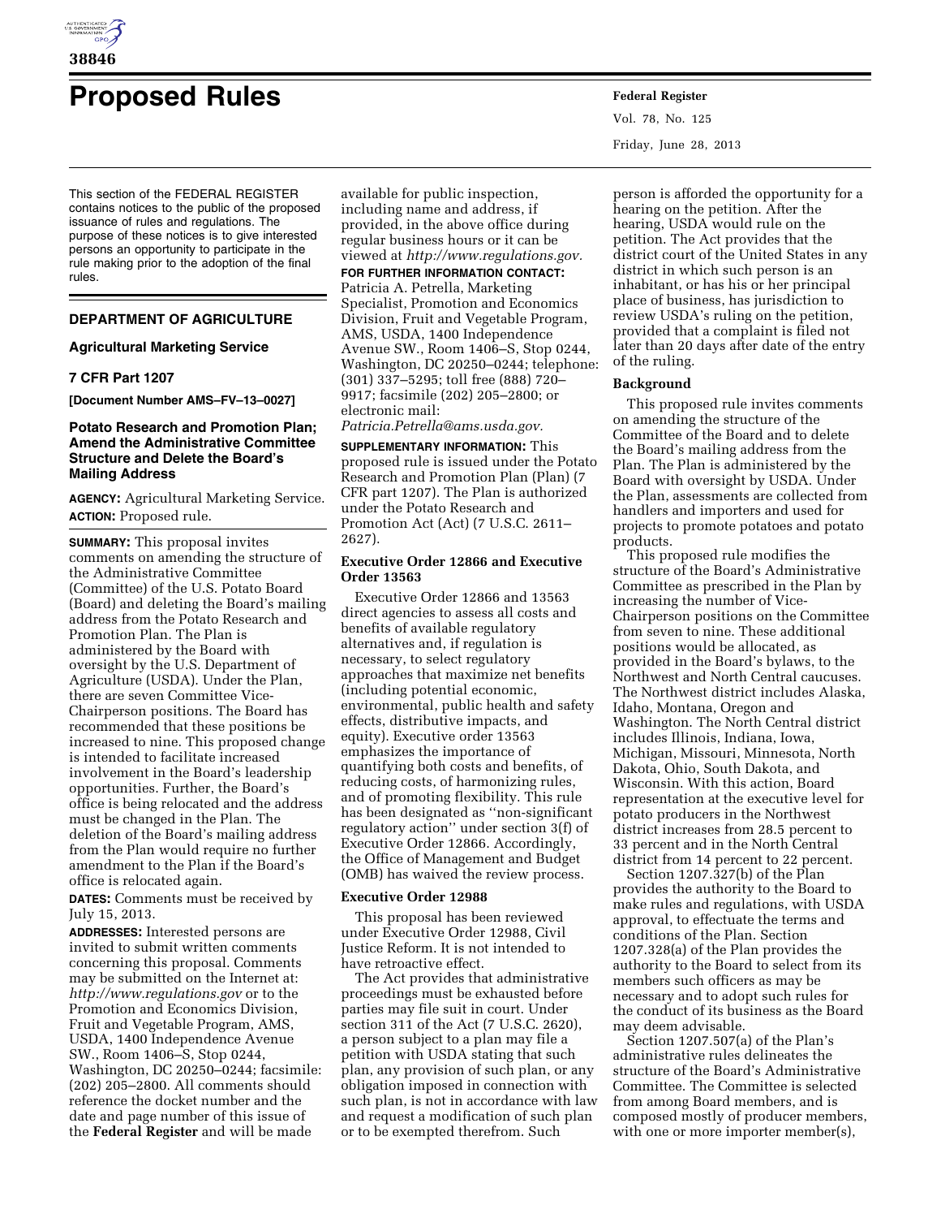# Proposed Rules

This section of the FEDERAL REGISTER contains notices to the public of the proposed issuance of rules and regulations. The purpose of these notices is to give interested persons an opportunity to participate in the rule making prior to the adoption of the final rules.

## DEPARTMENT OF AGRICULTURE

### Agricultural Marketing Service

### 7 CFR Part 1207

**[Document Number AMS–FV–13–0027]**

### Potato Research and Promotion Plan; Amend the Administrative Committee Structure and Delete the Board's Mailing Address

**AGENCY:** Agricultural Marketing Service.

**ACTION:** Proposed rule.

**SUMMARY:** This proposal invites comments on amending the structure of the Administrative Committee (Committee) of the U.S. Potato Board (Board) and deleting the Board's mailing address from the Potato Research and Promotion Plan. The Plan is administered by the Board with oversight by the U.S. Department of Agriculture (USDA). Under the Plan, there are seven Committee Vice-Chairperson positions. The Board has recommended that these positions be increased to nine. This proposed change is intended to facilitate increased involvement in the Board's leadership opportunities. Further, the Board's office is being relocated and the address must be changed in the Plan. The deletion of the Board's mailing address from the Plan would require no further amendment to the Plan if the Board's office is relocated again.

**DATES:** Comments must be received by July 15, 2013.

**ADDRESSES:** Interested persons are invited to submit written comments concerning this proposal. Comments may be submitted on the Internet at: *http://www.regulations.gov* or to the Promotion and Economics Division, Fruit and Vegetable Program, AMS, USDA, 1400 Independence Avenue SW., Room 1406–S, Stop 0244, Washington, DC 20250–0244; facsimile: (202) 205–2800. All comments should reference the docket number and the date and page number of this issue of the **Federal Register** and will be made available for public inspection, including name and address, if provided, in the above office during regular business hours or it can be viewed at *http://www.regulations.gov.*

**FOR FURTHER INFORMATION CONTACT:** Patricia A. Petrella, Marketing Specialist, Promotion and Economics Division, Fruit and Vegetable Program, AMS, USDA, 1400 Independence Avenue SW., Room 1406–S, Stop 0244, Washington, DC 20250–0244; telephone: (301) 337–5295; toll free (888) 720–9917; facsimile (202) 205–2800; or electronic mail: *Patricia.Petrella@ams.usda.gov.*

**SUPPLEMENTARY INFORMATION:** This proposed rule is issued under the Potato Research and Promotion Plan (Plan) (7 CFR part 1207). The Plan is authorized under the Potato Research and Promotion Act (Act) (7 U.S.C. 2611–2627).

#### Executive Order 12866 and Executive Order 13563

Executive Order 12866 and 13563 direct agencies to assess all costs and benefits of available regulatory alternatives and, if regulation is necessary, to select regulatory approaches that maximize net benefits (including potential economic, environmental, public health and safety effects, distributive impacts, and equity). Executive order 13563 emphasizes the importance of quantifying both costs and benefits, of reducing costs, of harmonizing rules, and of promoting flexibility. This rule has been designated as "non-significant regulatory action" under section 3(f) of Executive Order 12866. Accordingly, the Office of Management and Budget (OMB) has waived the review process.

#### Executive Order 12988

This proposal has been reviewed under Executive Order 12988, Civil Justice Reform. It is not intended to have retroactive effect.

The Act provides that administrative proceedings must be exhausted before parties may file suit in court. Under section 311 of the Act (7 U.S.C. 2620), a person subject to a plan may file a petition with USDA stating that such plan, any provision of such plan, or any obligation imposed in connection with such plan, is not in accordance with law and request a modification of such plan or to be exempted therefrom. Such person is afforded the opportunity for a hearing on the petition. After the hearing, USDA would rule on the petition. The Act provides that the district court of the United States in any district in which such person is an inhabitant, or has his or her principal place of business, has jurisdiction to review USDA's ruling on the petition, provided that a complaint is filed not later than 20 days after date of the entry of the ruling.

#### Background

This proposed rule invites comments on amending the structure of the Committee of the Board and to delete the Board's mailing address from the Plan. The Plan is administered by the Board with oversight by USDA. Under the Plan, assessments are collected from handlers and importers and used for projects to promote potatoes and potato products.

This proposed rule modifies the structure of the Board's Administrative Committee as prescribed in the Plan by increasing the number of Vice-Chairperson positions on the Committee from seven to nine. These additional positions would be allocated, as provided in the Board's bylaws, to the Northwest and North Central caucuses. The Northwest district includes Alaska, Idaho, Montana, Oregon and Washington. The North Central district includes Illinois, Indiana, Iowa, Michigan, Missouri, Minnesota, North Dakota, Ohio, South Dakota, and Wisconsin. With this action, Board representation at the executive level for potato producers in the Northwest district increases from 28.5 percent to 33 percent and in the North Central district from 14 percent to 22 percent.

Section 1207.327(b) of the Plan provides the authority to the Board to make rules and regulations, with USDA approval, to effectuate the terms and conditions of the Plan. Section 1207.328(a) of the Plan provides the authority to the Board to select from its members such officers as may be necessary and to adopt such rules for the conduct of its business as the Board may deem advisable.

Section 1207.507(a) of the Plan's administrative rules delineates the structure of the Board's Administrative Committee. The Committee is selected from among Board members, and is composed mostly of producer members, with one or more importer member(s),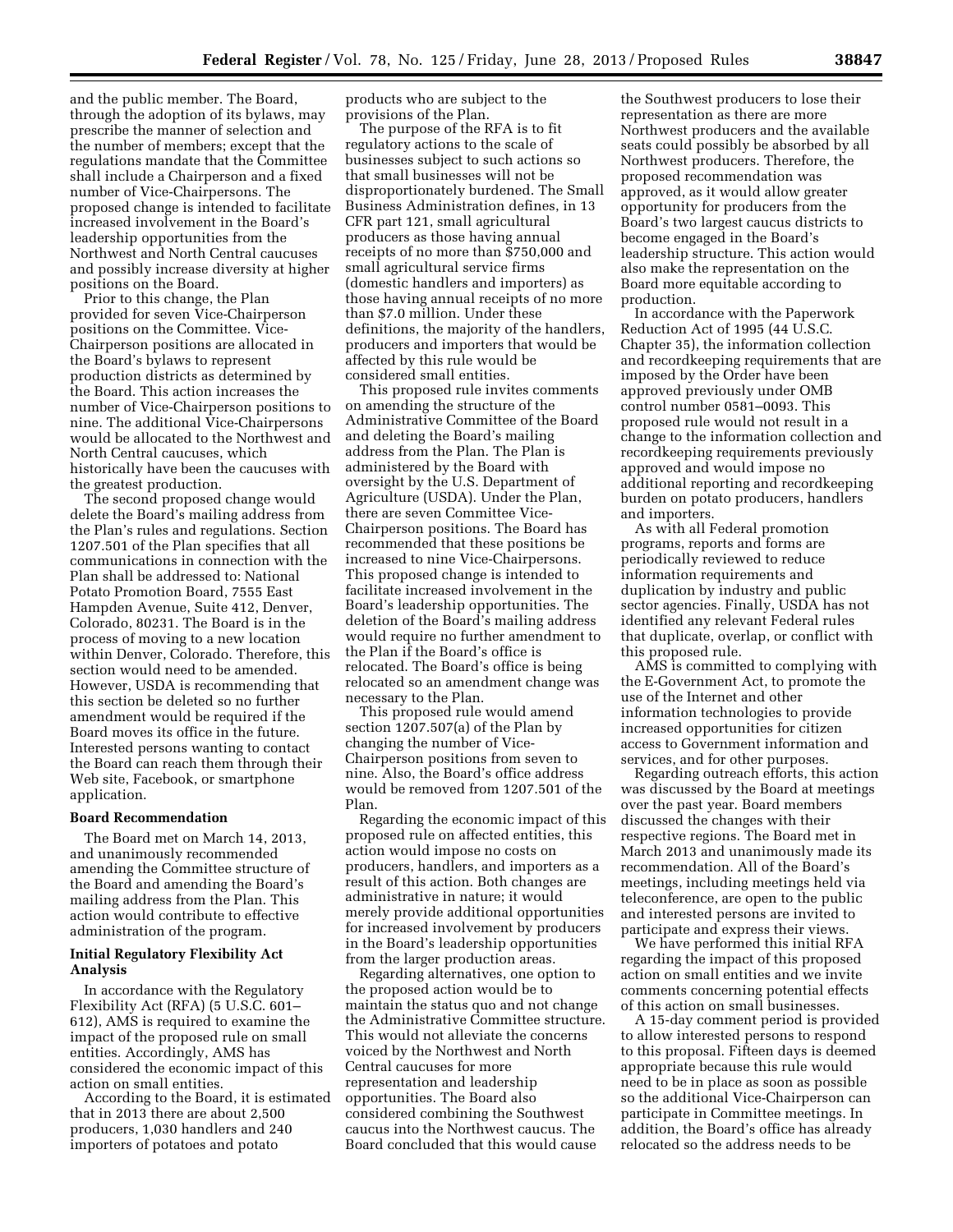and the public member. The Board, through the adoption of its bylaws, may prescribe the manner of selection and the number of members; except that the regulations mandate that the Committee shall include a Chairperson and a fixed number of Vice-Chairpersons. The proposed change is intended to facilitate increased involvement in the Board's leadership opportunities from the Northwest and North Central caucuses and possibly increase diversity at higher positions on the Board.

Prior to this change, the Plan provided for seven Vice-Chairperson positions on the Committee. Vice-Chairperson positions are allocated in the Board's bylaws to represent production districts as determined by the Board. This action increases the number of Vice-Chairperson positions to nine. The additional Vice-Chairpersons would be allocated to the Northwest and North Central caucuses, which historically have been the caucuses with the greatest production.

The second proposed change would delete the Board's mailing address from the Plan's rules and regulations. Section 1207.501 of the Plan specifies that all communications in connection with the Plan shall be addressed to: National Potato Promotion Board, 7555 East Hampden Avenue, Suite 412, Denver, Colorado, 80231. The Board is in the process of moving to a new location within Denver, Colorado. Therefore, this section would need to be amended. However, USDA is recommending that this section be deleted so no further amendment would be required if the Board moves its office in the future. Interested persons wanting to contact the Board can reach them through their Web site, Facebook, or smartphone application.

### Board Recommendation

The Board met on March 14, 2013, and unanimously recommended amending the Committee structure of the Board and amending the Board's mailing address from the Plan. This action would contribute to effective administration of the program.

### Initial Regulatory Flexibility Act Analysis

In accordance with the Regulatory Flexibility Act (RFA) (5 U.S.C. 601–612), AMS is required to examine the impact of the proposed rule on small entities. Accordingly, AMS has considered the economic impact of this action on small entities.

According to the Board, it is estimated that in 2013 there are about 2,500 producers, 1,030 handlers and 240 importers of potatoes and potato products who are subject to the provisions of the Plan.

The purpose of the RFA is to fit regulatory actions to the scale of businesses subject to such actions so that small businesses will not be disproportionately burdened. The Small Business Administration defines, in 13 CFR part 121, small agricultural producers as those having annual receipts of no more than $750,000 and small agricultural service firms (domestic handlers and importers) as those having annual receipts of no more than $7.0 million. Under these definitions, the majority of the handlers, producers and importers that would be affected by this rule would be considered small entities.

This proposed rule invites comments on amending the structure of the Administrative Committee of the Board and deleting the Board's mailing address from the Plan. The Plan is administered by the Board with oversight by the U.S. Department of Agriculture (USDA). Under the Plan, there are seven Committee Vice-Chairperson positions. The Board has recommended that these positions be increased to nine Vice-Chairpersons. This proposed change is intended to facilitate increased involvement in the Board's leadership opportunities. The deletion of the Board's mailing address would require no further amendment to the Plan if the Board's office is relocated. The Board's office is being relocated so an amendment change was necessary to the Plan.

This proposed rule would amend section 1207.507(a) of the Plan by changing the number of Vice-Chairperson positions from seven to nine. Also, the Board's office address would be removed from 1207.501 of the Plan.

Regarding the economic impact of this proposed rule on affected entities, this action would impose no costs on producers, handlers, and importers as a result of this action. Both changes are administrative in nature; it would merely provide additional opportunities for increased involvement by producers in the Board's leadership opportunities from the larger production areas.

Regarding alternatives, one option to the proposed action would be to maintain the status quo and not change the Administrative Committee structure. This would not alleviate the concerns voiced by the Northwest and North Central caucuses for more representation and leadership opportunities. The Board also considered combining the Southwest caucus into the Northwest caucus. The Board concluded that this would cause the Southwest producers to lose their representation as there are more Northwest producers and the available seats could possibly be absorbed by all Northwest producers. Therefore, the proposed recommendation was approved, as it would allow greater opportunity for producers from the Board's two largest caucus districts to become engaged in the Board's leadership structure. This action would also make the representation on the Board more equitable according to production.

In accordance with the Paperwork Reduction Act of 1995 (44 U.S.C. Chapter 35), the information collection and recordkeeping requirements that are imposed by the Order have been approved previously under OMB control number 0581–0093. This proposed rule would not result in a change to the information collection and recordkeeping requirements previously approved and would impose no additional reporting and recordkeeping burden on potato producers, handlers and importers.

As with all Federal promotion programs, reports and forms are periodically reviewed to reduce information requirements and duplication by industry and public sector agencies. Finally, USDA has not identified any relevant Federal rules that duplicate, overlap, or conflict with this proposed rule.

AMS is committed to complying with the E-Government Act, to promote the use of the Internet and other information technologies to provide increased opportunities for citizen access to Government information and services, and for other purposes.

Regarding outreach efforts, this action was discussed by the Board at meetings over the past year. Board members discussed the changes with their respective regions. The Board met in March 2013 and unanimously made its recommendation. All of the Board's meetings, including meetings held via teleconference, are open to the public and interested persons are invited to participate and express their views.

We have performed this initial RFA regarding the impact of this proposed action on small entities and we invite comments concerning potential effects of this action on small businesses.

A 15-day comment period is provided to allow interested persons to respond to this proposal. Fifteen days is deemed appropriate because this rule would need to be in place as soon as possible so the additional Vice-Chairperson can participate in Committee meetings. In addition, the Board's office has already relocated so the address needs to be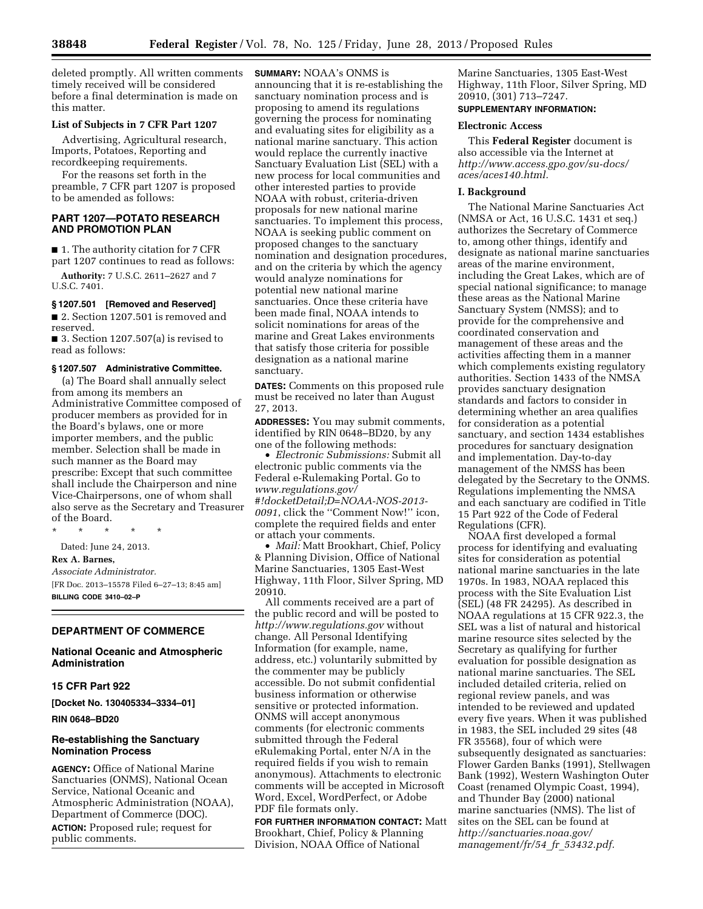deleted promptly. All written comments timely received will be considered before a final determination is made on this matter.

### List of Subjects in 7 CFR Part 1207

Advertising, Agricultural research, Imports, Potatoes, Reporting and recordkeeping requirements.

For the reasons set forth in the preamble, 7 CFR part 1207 is proposed to be amended as follows:

## PART 1207—POTATO RESEARCH AND PROMOTION PLAN

■ 1. The authority citation for 7 CFR part 1207 continues to read as follows:

**Authority:** 7 U.S.C. 2611–2627 and 7 U.S.C. 7401.

### § 1207.501 [Removed and Reserved]

■ 2. Section 1207.501 is removed and reserved.

■ 3. Section 1207.507(a) is revised to read as follows:

### § 1207.507 Administrative Committee.

(a) The Board shall annually select from among its members an Administrative Committee composed of producer members as provided for in the Board's bylaws, one or more importer members, and the public member. Selection shall be made in such manner as the Board may prescribe: Except that such committee shall include the Chairperson and nine Vice-Chairpersons, one of whom shall also serve as the Secretary and Treasurer of the Board.

\* \* \* \* \*

Dated: June 24, 2013.

**Rex A. Barnes,**

*Associate Administrator.*

[FR Doc. 2013–15578 Filed 6–27–13; 8:45 am]

**BILLING CODE 3410–02–P**

## DEPARTMENT OF COMMERCE

### National Oceanic and Atmospheric Administration

### 15 CFR Part 922

**[Docket No. 130405334–3334–01]**

**RIN 0648–BD20**

### Re-establishing the Sanctuary Nomination Process

**AGENCY:** Office of National Marine Sanctuaries (ONMS), National Ocean Service, National Oceanic and Atmospheric Administration (NOAA), Department of Commerce (DOC).

**ACTION:** Proposed rule; request for public comments.

**SUMMARY:** NOAA's ONMS is announcing that it is re-establishing the sanctuary nomination process and is proposing to amend its regulations governing the process for nominating and evaluating sites for eligibility as a national marine sanctuary. This action would replace the currently inactive Sanctuary Evaluation List (SEL) with a new process for local communities and other interested parties to provide NOAA with robust, criteria-driven proposals for new national marine sanctuaries. To implement this process, NOAA is seeking public comment on proposed changes to the sanctuary nomination and designation procedures, and on the criteria by which the agency would analyze nominations for potential new national marine sanctuaries. Once these criteria have been made final, NOAA intends to solicit nominations for areas of the marine and Great Lakes environments that satisfy those criteria for possible designation as a national marine sanctuary.

**DATES:** Comments on this proposed rule must be received no later than August 27, 2013.

**ADDRESSES:** You may submit comments, identified by RIN 0648–BD20, by any one of the following methods:

- *Electronic Submissions:* Submit all electronic public comments via the Federal e-Rulemaking Portal. Go to *www.regulations.gov/#!docketDetail;D=NOAA-NOS-2013-0091*, click the ''Comment Now!'' icon, complete the required fields and enter or attach your comments.
- *Mail:* Matt Brookhart, Chief, Policy & Planning Division, Office of National Marine Sanctuaries, 1305 East-West Highway, 11th Floor, Silver Spring, MD 20910.

All comments received are a part of the public record and will be posted to *http://www.regulations.gov* without change. All Personal Identifying Information (for example, name, address, etc.) voluntarily submitted by the commenter may be publicly accessible. Do not submit confidential business information or otherwise sensitive or protected information. ONMS will accept anonymous comments (for electronic comments submitted through the Federal eRulemaking Portal, enter N/A in the required fields if you wish to remain anonymous). Attachments to electronic comments will be accepted in Microsoft Word, Excel, WordPerfect, or Adobe PDF file formats only.

**FOR FURTHER INFORMATION CONTACT:** Matt Brookhart, Chief, Policy & Planning Division, NOAA Office of National Marine Sanctuaries, 1305 East-West Highway, 11th Floor, Silver Spring, MD 20910, (301) 713–7247.

**SUPPLEMENTARY INFORMATION:**

### Electronic Access

This **Federal Register** document is also accessible via the Internet at *http://www.access.gpo.gov/su-docs/aces/aces140.html.*

### I. Background

The National Marine Sanctuaries Act (NMSA or Act, 16 U.S.C. 1431 et seq.) authorizes the Secretary of Commerce to, among other things, identify and designate as national marine sanctuaries areas of the marine environment, including the Great Lakes, which are of special national significance; to manage these areas as the National Marine Sanctuary System (NMSS); and to provide for the comprehensive and coordinated conservation and management of these areas and the activities affecting them in a manner which complements existing regulatory authorities. Section 1433 of the NMSA provides sanctuary designation standards and factors to consider in determining whether an area qualifies for consideration as a potential sanctuary, and section 1434 establishes procedures for sanctuary designation and implementation. Day-to-day management of the NMSS has been delegated by the Secretary to the ONMS. Regulations implementing the NMSA and each sanctuary are codified in Title 15 Part 922 of the Code of Federal Regulations (CFR).

NOAA first developed a formal process for identifying and evaluating sites for consideration as potential national marine sanctuaries in the late 1970s. In 1983, NOAA replaced this process with the Site Evaluation List (SEL) (48 FR 24295). As described in NOAA regulations at 15 CFR 922.3, the SEL was a list of natural and historical marine resource sites selected by the Secretary as qualifying for further evaluation for possible designation as national marine sanctuaries. The SEL included detailed criteria, relied on regional review panels, and was intended to be reviewed and updated every five years. When it was published in 1983, the SEL included 29 sites (48 FR 35568), four of which were subsequently designated as sanctuaries: Flower Garden Banks (1991), Stellwagen Bank (1992), Western Washington Outer Coast (renamed Olympic Coast, 1994), and Thunder Bay (2000) national marine sanctuaries (NMS). The list of sites on the SEL can be found at *http://sanctuaries.noaa.gov/management/fr/54_fr_53432.pdf.*